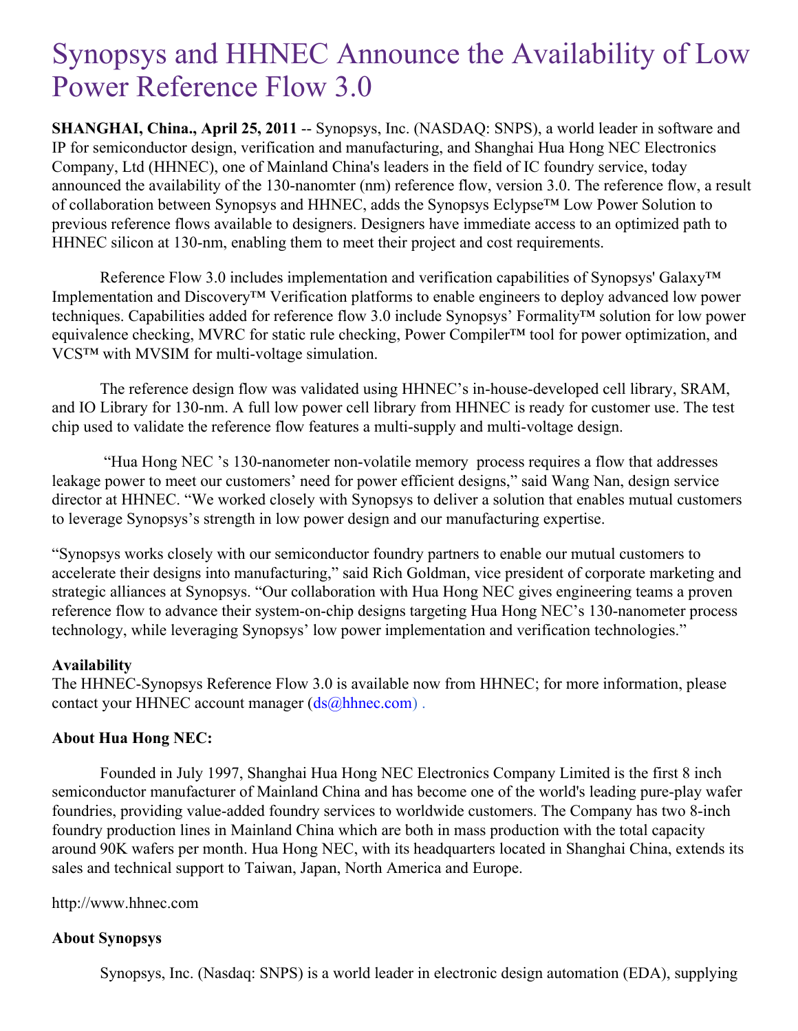# Synopsys and HHNEC Announce the Availability of Low Power Reference Flow 3.0

**SHANGHAI, China., April 25, 2011** -- Synopsys, Inc. (NASDAQ: SNPS), a world leader in software and IP for semiconductor design, verification and manufacturing, and Shanghai Hua Hong NEC Electronics Company, Ltd (HHNEC), one of Mainland China's leaders in the field of IC foundry service, today announced the availability of the 130-nanomter (nm) reference flow, version 3.0. The reference flow, a result of collaboration between Synopsys and HHNEC, adds the Synopsys Eclypse™ Low Power Solution to previous reference flows available to designers. Designers have immediate access to an optimized path to HHNEC silicon at 130-nm, enabling them to meet their project and cost requirements.

Reference Flow 3.0 includes implementation and verification capabilities of Synopsys' Galaxy™ Implementation and Discovery™ Verification platforms to enable engineers to deploy advanced low power techniques. Capabilities added for reference flow 3.0 include Synopsys' Formality™ solution for low power equivalence checking, MVRC for static rule checking, Power Compiler™ tool for power optimization, and VCS™ with MVSIM for multi-voltage simulation.

The reference design flow was validated using HHNEC's in-house-developed cell library, SRAM, and IO Library for 130-nm. A full low power cell library from HHNEC is ready for customer use. The test chip used to validate the reference flow features a multi-supply and multi-voltage design.

"Hua Hong NEC 's 130-nanometer non-volatile memory process requires a flow that addresses leakage power to meet our customers' need for power efficient designs," said Wang Nan, design service director at HHNEC. "We worked closely with Synopsys to deliver a solution that enables mutual customers to leverage Synopsys's strength in low power design and our manufacturing expertise.

"Synopsys works closely with our semiconductor foundry partners to enable our mutual customers to accelerate their designs into manufacturing," said Rich Goldman, vice president of corporate marketing and strategic alliances at Synopsys. "Our collaboration with Hua Hong NEC gives engineering teams a proven reference flow to advance their system-on-chip designs targeting Hua Hong NEC's 130-nanometer process technology, while leveraging Synopsys' low power implementation and verification technologies."

**Availability**
The HHNEC-Synopsys Reference Flow 3.0 is available now from HHNEC; for more information, please contact your HHNEC account manager (ds@hhnec.com) .

**About Hua Hong NEC:**

Founded in July 1997, Shanghai Hua Hong NEC Electronics Company Limited is the first 8 inch semiconductor manufacturer of Mainland China and has become one of the world's leading pure-play wafer foundries, providing value-added foundry services to worldwide customers. The Company has two 8-inch foundry production lines in Mainland China which are both in mass production with the total capacity around 90K wafers per month. Hua Hong NEC, with its headquarters located in Shanghai China, extends its sales and technical support to Taiwan, Japan, North America and Europe.

http://www.hhnec.com

**About Synopsys**

Synopsys, Inc. (Nasdaq: SNPS) is a world leader in electronic design automation (EDA), supplying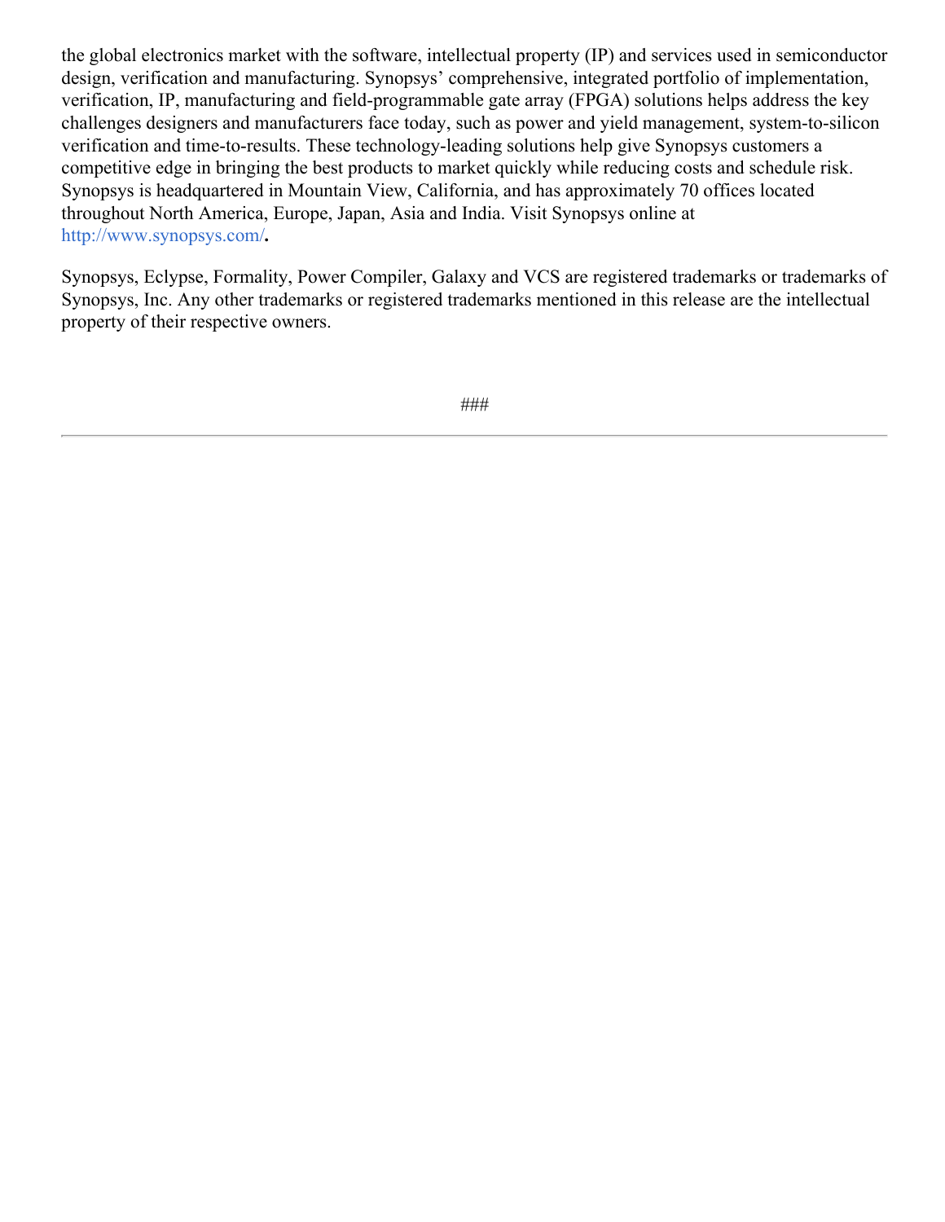the global electronics market with the software, intellectual property (IP) and services used in semiconductor design, verification and manufacturing. Synopsys' comprehensive, integrated portfolio of implementation, verification, IP, manufacturing and field-programmable gate array (FPGA) solutions helps address the key challenges designers and manufacturers face today, such as power and yield management, system-to-silicon verification and time-to-results. These technology-leading solutions help give Synopsys customers a competitive edge in bringing the best products to market quickly while reducing costs and schedule risk. Synopsys is headquartered in Mountain View, California, and has approximately 70 offices located throughout North America, Europe, Japan, Asia and India. Visit Synopsys online at http://www.synopsys.com/**.**

Synopsys, Eclypse, Formality, Power Compiler, Galaxy and VCS are registered trademarks or trademarks of Synopsys, Inc. Any other trademarks or registered trademarks mentioned in this release are the intellectual property of their respective owners.

###

---